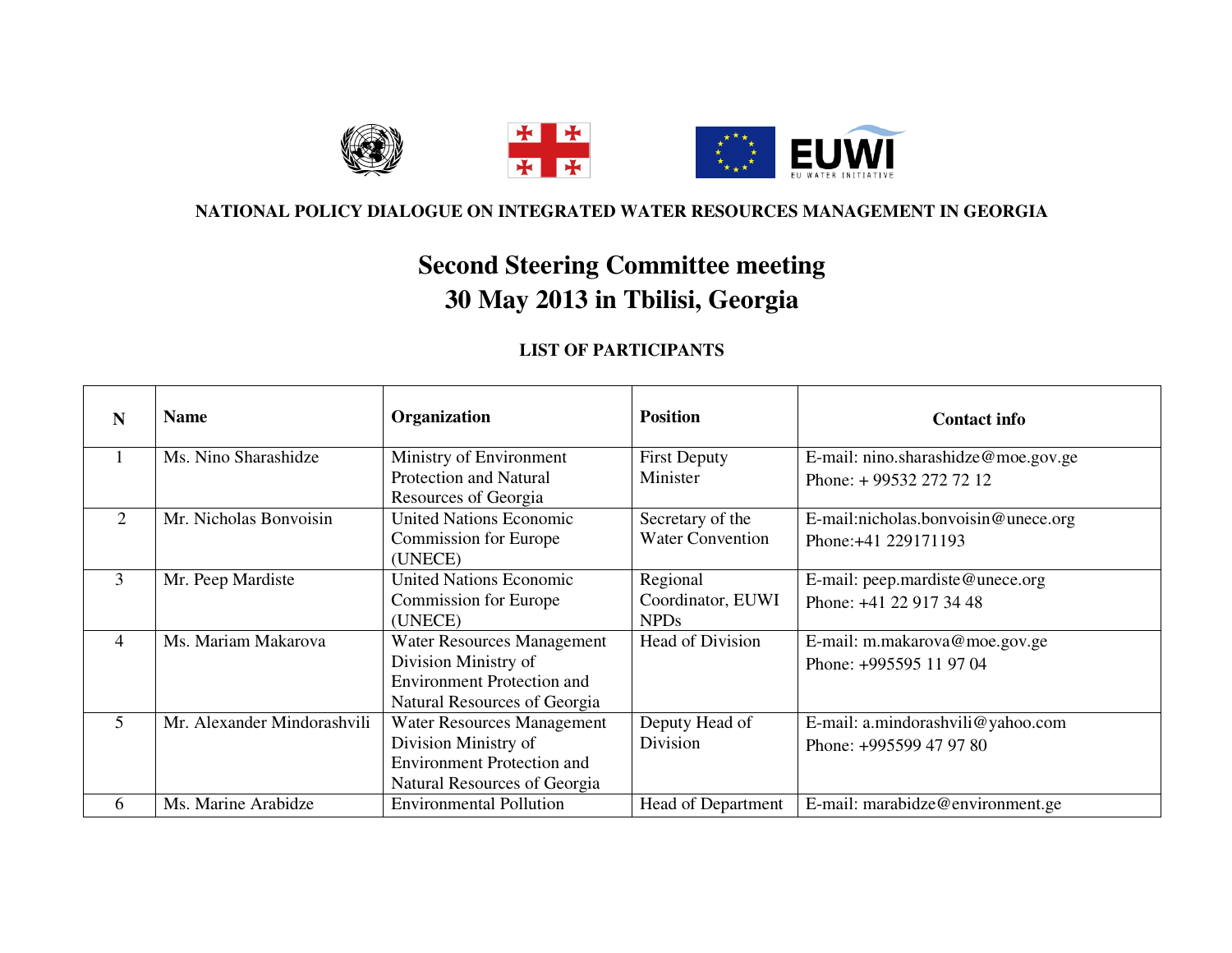**NATIONAL POLICY DIALOGUE ON INTEGRATED WATER RESOURCES MANAGEMENT IN GEORGIA**

# Second Steering Committee meeting
# 30 May 2013 in Tbilisi, Georgia

**LIST OF PARTICIPANTS**

| N | Name | Organization | Position | Contact info |
|---|---|---|---|---|
| 1 | Ms. Nino Sharashidze | Ministry of Environment Protection and Natural Resources of Georgia | First Deputy Minister | E-mail: nino.sharashidze@moe.gov.ge<br>Phone: + 99532 272 72 12 |
| 2 | Mr. Nicholas Bonvoisin | United Nations Economic Commission for Europe (UNECE) | Secretary of the Water Convention | E-mail:nicholas.bonvoisin@unece.org<br>Phone:+41 229171193 |
| 3 | Mr. Peep Mardiste | United Nations Economic Commission for Europe (UNECE) | Regional Coordinator, EUWI NPDs | E-mail: peep.mardiste@unece.org<br>Phone: +41 22 917 34 48 |
| 4 | Ms. Mariam Makarova | Water Resources Management Division Ministry of Environment Protection and Natural Resources of Georgia | Head of Division | E-mail: m.makarova@moe.gov.ge<br>Phone: +995595 11 97 04 |
| 5 | Mr. Alexander Mindorashvili | Water Resources Management Division Ministry of Environment Protection and Natural Resources of Georgia | Deputy Head of Division | E-mail: a.mindorashvili@yahoo.com<br>Phone: +995599 47 97 80 |
| 6 | Ms. Marine Arabidze | Environmental Pollution | Head of Department | E-mail: marabidze@environment.ge |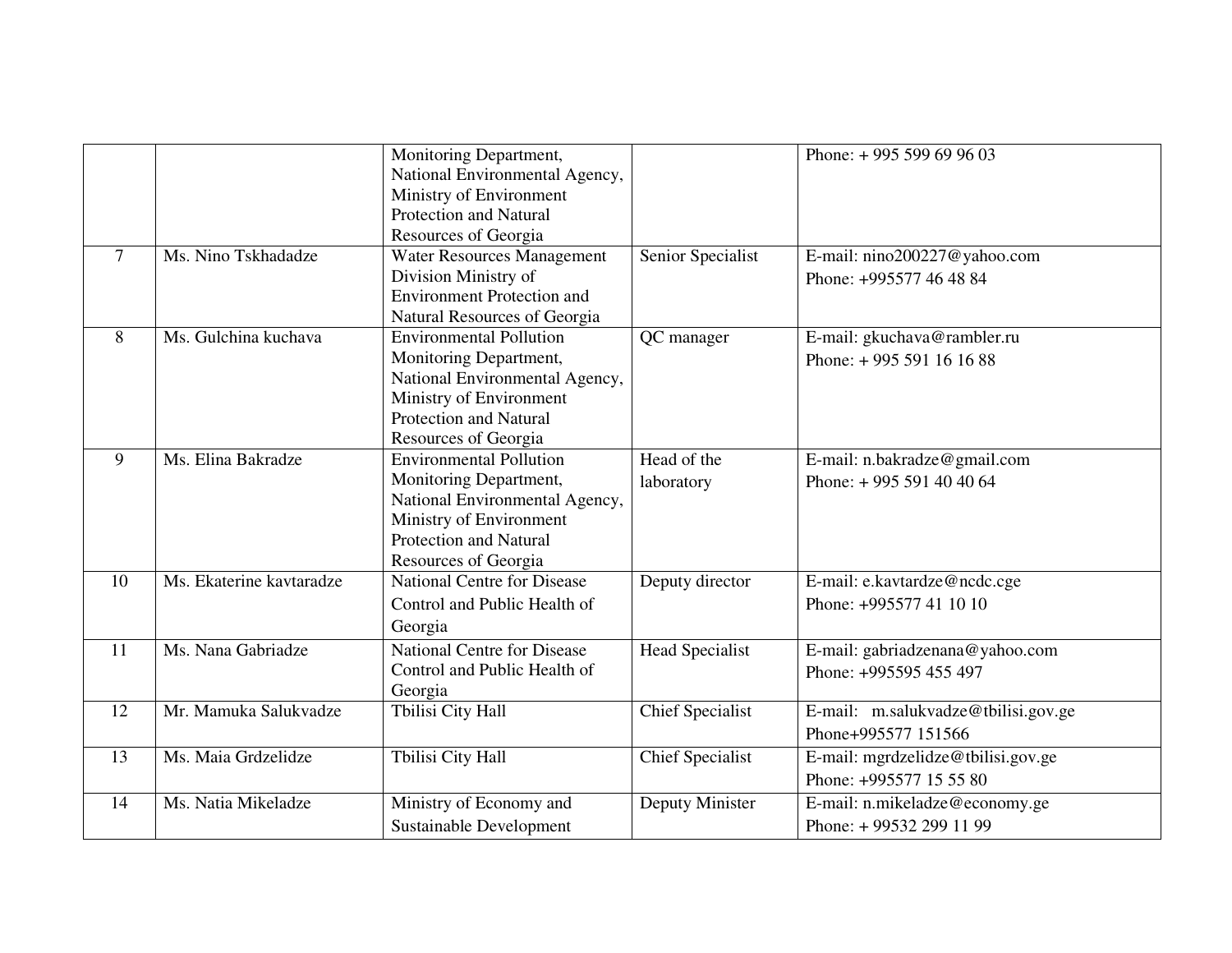| | | | | |
|---|---|---|---|---|
| | | Monitoring Department, National Environmental Agency, Ministry of Environment Protection and Natural Resources of Georgia | | Phone: + 995 599 69 96 03 |
| 7 | Ms. Nino Tskhadadze | Water Resources Management Division Ministry of Environment Protection and Natural Resources of Georgia | Senior Specialist | E-mail: nino200227@yahoo.com<br>Phone: +995577 46 48 84 |
| 8 | Ms. Gulchina kuchava | Environmental Pollution Monitoring Department, National Environmental Agency, Ministry of Environment Protection and Natural Resources of Georgia | QC manager | E-mail: gkuchava@rambler.ru<br>Phone: + 995 591 16 16 88 |
| 9 | Ms. Elina Bakradze | Environmental Pollution Monitoring Department, National Environmental Agency, Ministry of Environment Protection and Natural Resources of Georgia | Head of the laboratory | E-mail: n.bakradze@gmail.com<br>Phone: + 995 591 40 40 64 |
| 10 | Ms. Ekaterine kavtaradze | National Centre for Disease Control and Public Health of Georgia | Deputy director | E-mail: e.kavtardze@ncdc.cge<br>Phone: +995577 41 10 10 |
| 11 | Ms. Nana Gabriadze | National Centre for Disease Control and Public Health of Georgia | Head Specialist | E-mail: gabriadzenana@yahoo.com<br>Phone: +995595 455 497 |
| 12 | Mr. Mamuka Salukvadze | Tbilisi City Hall | Chief Specialist | E-mail: m.salukvadze@tbilisi.gov.ge<br>Phone+995577 151566 |
| 13 | Ms. Maia Grdzelidze | Tbilisi City Hall | Chief Specialist | E-mail: mgrdzelidze@tbilisi.gov.ge<br>Phone: +995577 15 55 80 |
| 14 | Ms. Natia Mikeladze | Ministry of Economy and Sustainable Development | Deputy Minister | E-mail: n.mikeladze@economy.ge<br>Phone: + 99532 299 11 99 |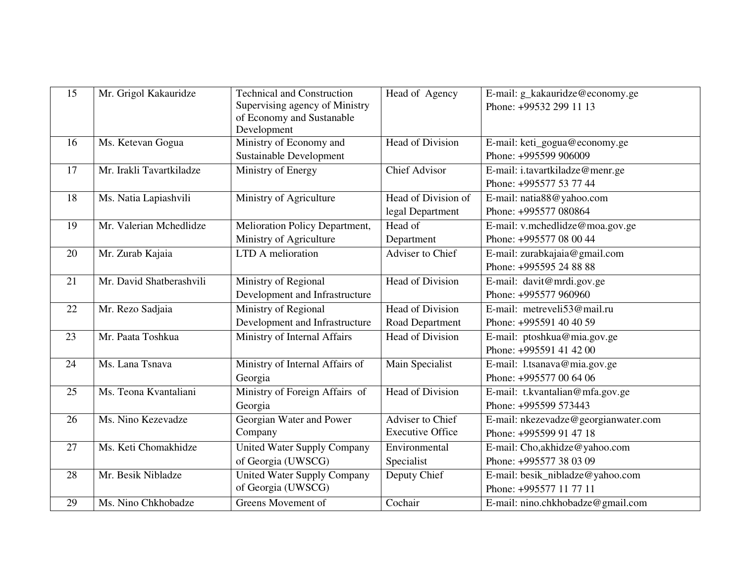| 15 | Mr. Grigol Kakauridze | Technical and Construction Supervising agency of Ministry of Economy and Sustanable Development | Head of Agency | E-mail: g_kakauridze@economy.ge<br>Phone: +99532 299 11 13 |
|---|---|---|---|---|
| 16 | Ms. Ketevan Gogua | Ministry of Economy and Sustainable Development | Head of Division | E-mail: keti_gogua@economy.ge<br>Phone: +995599 906009 |
| 17 | Mr. Irakli Tavartkiladze | Ministry of Energy | Chief Advisor | E-mail: i.tavartkiladze@menr.ge<br>Phone: +995577 53 77 44 |
| 18 | Ms. Natia Lapiashvili | Ministry of Agriculture | Head of Division of legal Department | E-mail: natia88@yahoo.com<br>Phone: +995577 080864 |
| 19 | Mr. Valerian Mchedlidze | Melioration Policy Department, Ministry of Agriculture | Head of Department | E-mail: v.mchedlidze@moa.gov.ge<br>Phone: +995577 08 00 44 |
| 20 | Mr. Zurab Kajaia | LTD A melioration | Adviser to Chief | E-mail: zurabkajaia@gmail.com<br>Phone: +995595 24 88 88 |
| 21 | Mr. David Shatberashvili | Ministry of Regional Development and Infrastructure | Head of Division | E-mail: davit@mrdi.gov.ge<br>Phone: +995577 960960 |
| 22 | Mr. Rezo Sadjaia | Ministry of Regional Development and Infrastructure | Head of Division Road Department | E-mail: metreveli53@mail.ru<br>Phone: +995591 40 40 59 |
| 23 | Mr. Paata Toshkua | Ministry of Internal Affairs | Head of Division | E-mail: ptoshkua@mia.gov.ge<br>Phone: +995591 41 42 00 |
| 24 | Ms. Lana Tsnava | Ministry of Internal Affairs of Georgia | Main Specialist | E-mail: l.tsanava@mia.gov.ge<br>Phone: +995577 00 64 06 |
| 25 | Ms. Teona Kvantaliani | Ministry of Foreign Affairs of Georgia | Head of Division | E-mail: t.kvantalian@mfa.gov.ge<br>Phone: +995599 573443 |
| 26 | Ms. Nino Kezevadze | Georgian Water and Power Company | Adviser to Chief Executive Office | E-mail: nkezevadze@georgianwater.com<br>Phone: +995599 91 47 18 |
| 27 | Ms. Keti Chomakhidze | United Water Supply Company of Georgia (UWSCG) | Environmental Specialist | E-mail: Cho,akhidze@yahoo.com<br>Phone: +995577 38 03 09 |
| 28 | Mr. Besik Nibladze | United Water Supply Company of Georgia (UWSCG) | Deputy Chief | E-mail: besik_nibladze@yahoo.com<br>Phone: +995577 11 77 11 |
| 29 | Ms. Nino Chkhobadze | Greens Movement of | Cochair | E-mail: nino.chkhobadze@gmail.com |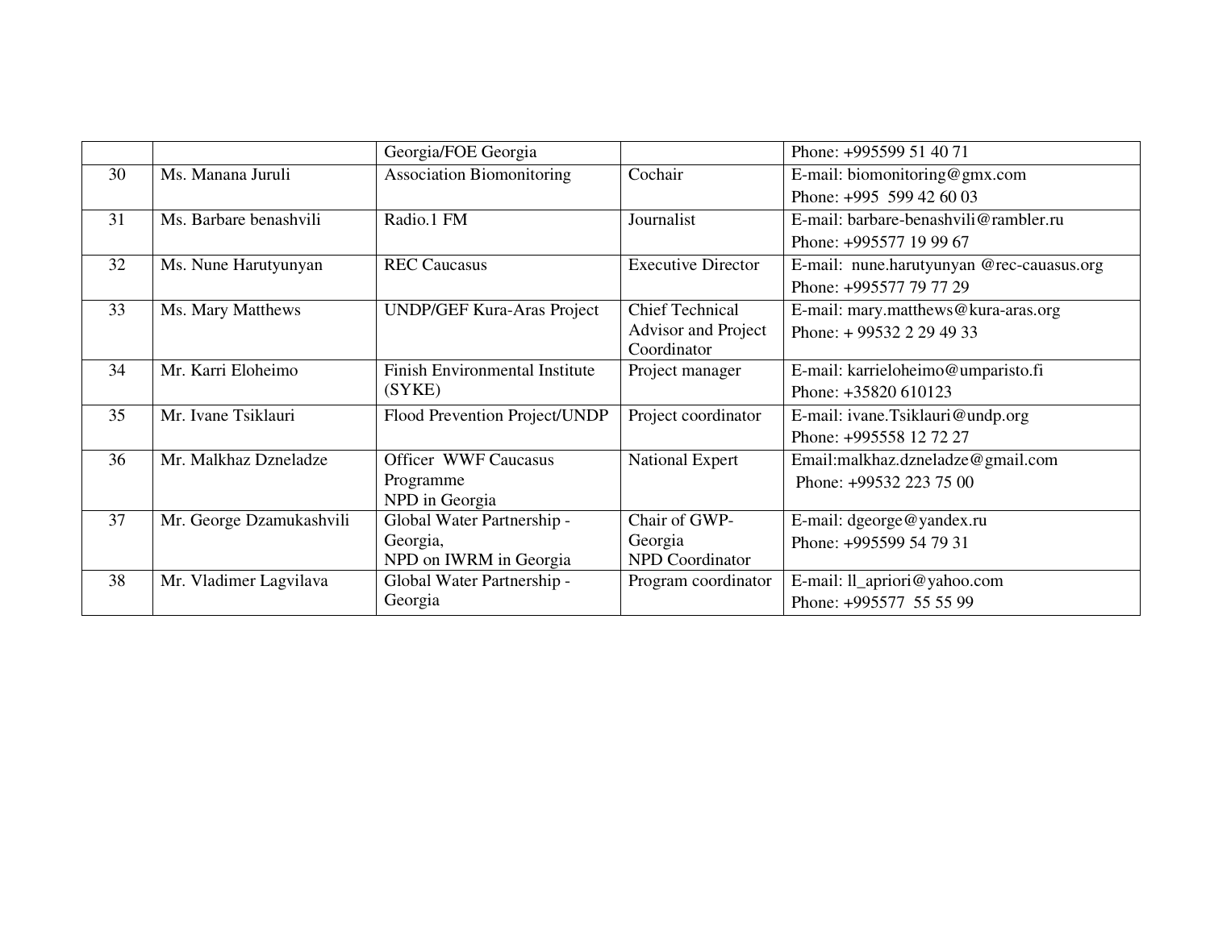| | | | | |
|---|---|---|---|---|
| | | Georgia/FOE Georgia | | Phone: +995599 51 40 71 |
| 30 | Ms. Manana Juruli | Association Biomonitoring | Cochair | E-mail: biomonitoring@gmx.com<br>Phone: +995 599 42 60 03 |
| 31 | Ms. Barbare benashvili | Radio.1 FM | Journalist | E-mail: barbare-benashvili@rambler.ru<br>Phone: +995577 19 99 67 |
| 32 | Ms. Nune Harutyunyan | REC Caucasus | Executive Director | E-mail: nune.harutyunyan @rec-cauasus.org<br>Phone: +995577 79 77 29 |
| 33 | Ms. Mary Matthews | UNDP/GEF Kura-Aras Project | Chief Technical Advisor and Project Coordinator | E-mail: mary.matthews@kura-aras.org<br>Phone: + 99532 2 29 49 33 |
| 34 | Mr. Karri Eloheimo | Finish Environmental Institute (SYKE) | Project manager | E-mail: karrieloheimo@umparisto.fi<br>Phone: +35820 610123 |
| 35 | Mr. Ivane Tsiklauri | Flood Prevention Project/UNDP | Project coordinator | E-mail: ivane.Tsiklauri@undp.org<br>Phone: +995558 12 72 27 |
| 36 | Mr. Malkhaz Dzneladze | Officer WWF Caucasus Programme<br>NPD in Georgia | National Expert | Email:malkhaz.dzneladze@gmail.com<br>Phone: +99532 223 75 00 |
| 37 | Mr. George Dzamukashvili | Global Water Partnership - Georgia,<br>NPD on IWRM in Georgia | Chair of GWP-Georgia<br>NPD Coordinator | E-mail: dgeorge@yandex.ru<br>Phone: +995599 54 79 31 |
| 38 | Mr. Vladimer Lagvilava | Global Water Partnership - Georgia | Program coordinator | E-mail: ll_apriori@yahoo.com<br>Phone: +995577 55 55 99 |